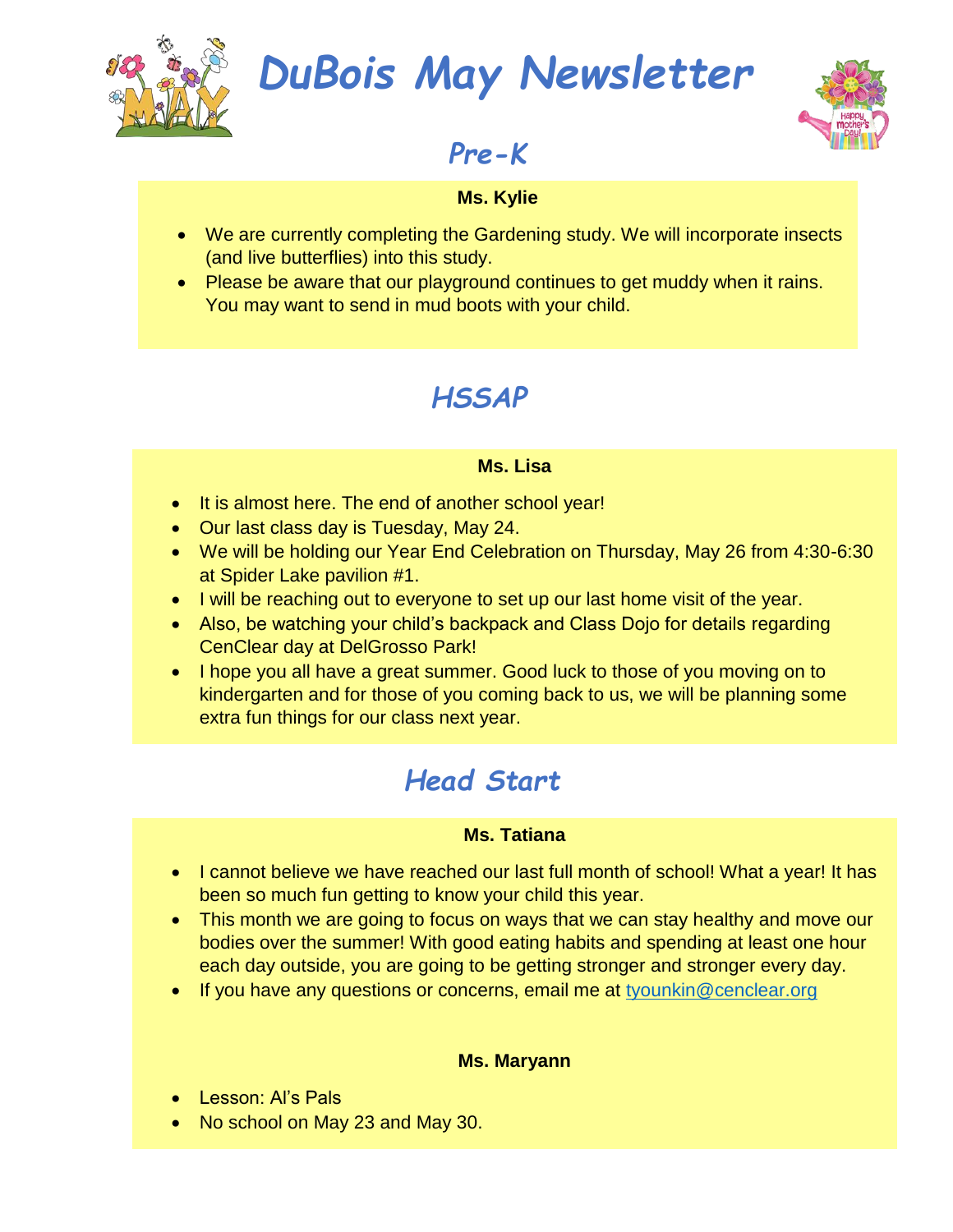# DuBois May Newsletter

## Pre-K

**Ms. Kylie**

- We are currently completing the Gardening study. We will incorporate insects (and live butterflies) into this study.
- Please be aware that our playground continues to get muddy when it rains. You may want to send in mud boots with your child.

## HSSAP

**Ms. Lisa**

- It is almost here. The end of another school year!
- Our last class day is Tuesday, May 24.
- We will be holding our Year End Celebration on Thursday, May 26 from 4:30-6:30 at Spider Lake pavilion #1.
- I will be reaching out to everyone to set up our last home visit of the year.
- Also, be watching your child's backpack and Class Dojo for details regarding CenClear day at DelGrosso Park!
- I hope you all have a great summer. Good luck to those of you moving on to kindergarten and for those of you coming back to us, we will be planning some extra fun things for our class next year.

## Head Start

**Ms. Tatiana**

- I cannot believe we have reached our last full month of school! What a year! It has been so much fun getting to know your child this year.
- This month we are going to focus on ways that we can stay healthy and move our bodies over the summer! With good eating habits and spending at least one hour each day outside, you are going to be getting stronger and stronger every day.
- If you have any questions or concerns, email me at tyounkin@cenclear.org

**Ms. Maryann**

- Lesson: Al's Pals
- No school on May 23 and May 30.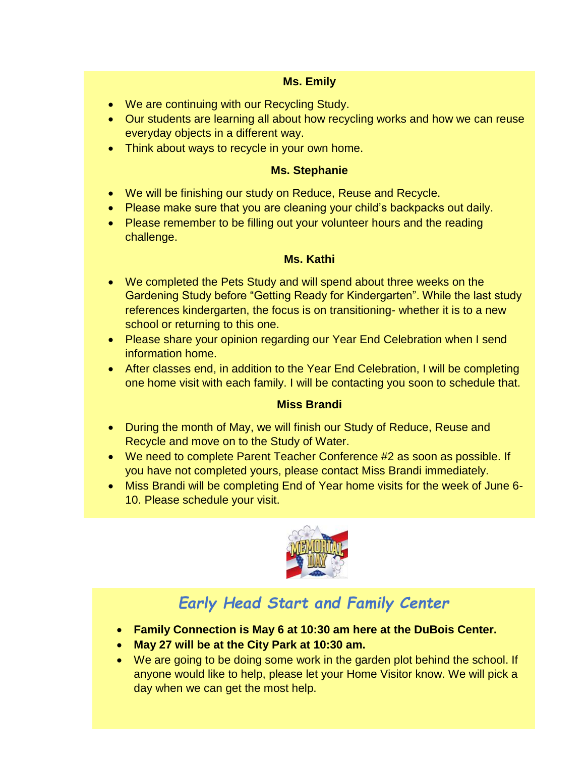### Ms. Emily

- We are continuing with our Recycling Study.
- Our students are learning all about how recycling works and how we can reuse everyday objects in a different way.
- Think about ways to recycle in your own home.

### Ms. Stephanie

- We will be finishing our study on Reduce, Reuse and Recycle.
- Please make sure that you are cleaning your child's backpacks out daily.
- Please remember to be filling out your volunteer hours and the reading challenge.

### Ms. Kathi

- We completed the Pets Study and will spend about three weeks on the Gardening Study before "Getting Ready for Kindergarten". While the last study references kindergarten, the focus is on transitioning- whether it is to a new school or returning to this one.
- Please share your opinion regarding our Year End Celebration when I send information home.
- After classes end, in addition to the Year End Celebration, I will be completing one home visit with each family. I will be contacting you soon to schedule that.

### Miss Brandi

- During the month of May, we will finish our Study of Reduce, Reuse and Recycle and move on to the Study of Water.
- We need to complete Parent Teacher Conference #2 as soon as possible. If you have not completed yours, please contact Miss Brandi immediately.
- Miss Brandi will be completing End of Year home visits for the week of June 6-10. Please schedule your visit.

## *Early Head Start and Family Center*

- **Family Connection is May 6 at 10:30 am here at the DuBois Center.**
- **May 27 will be at the City Park at 10:30 am.**
- We are going to be doing some work in the garden plot behind the school. If anyone would like to help, please let your Home Visitor know. We will pick a day when we can get the most help.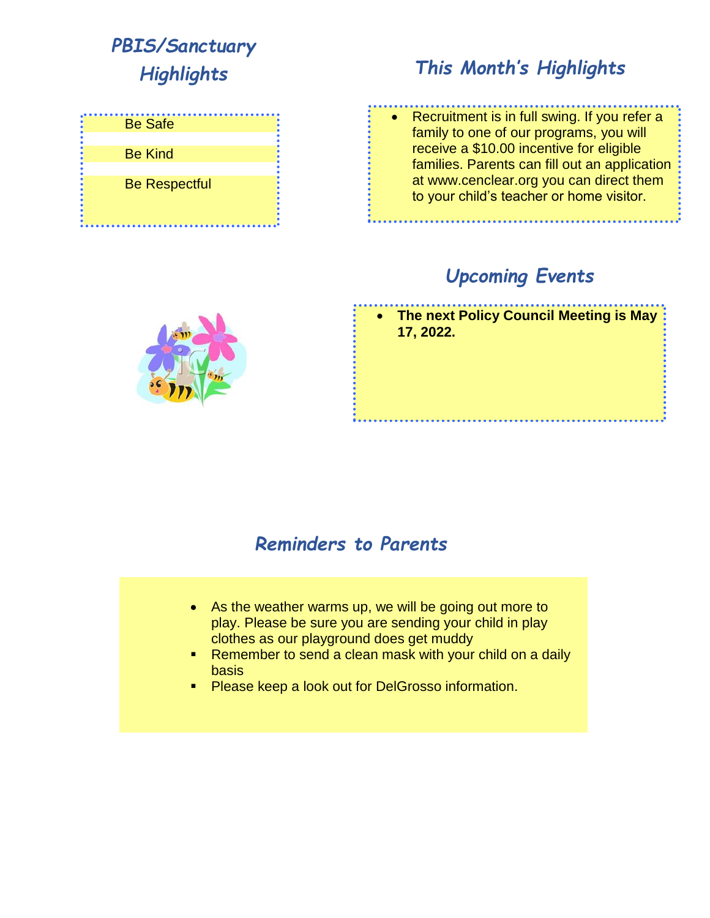## PBIS/Sanctuary Highlights

Be Safe

Be Kind

Be Respectful

## This Month's Highlights

- Recruitment is in full swing. If you refer a family to one of our programs, you will receive a $10.00 incentive for eligible families. Parents can fill out an application at www.cenclear.org you can direct them to your child's teacher or home visitor.

## Upcoming Events

- **The next Policy Council Meeting is May 17, 2022.**

## Reminders to Parents

- As the weather warms up, we will be going out more to play. Please be sure you are sending your child in play clothes as our playground does get muddy
- Remember to send a clean mask with your child on a daily basis
- Please keep a look out for DelGrosso information.